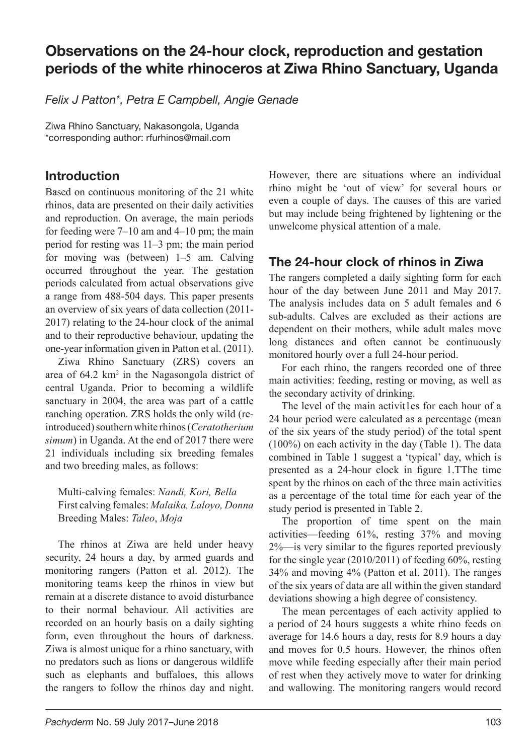# Observations on the 24-hour clock, reproduction and gestation periods of the white rhinoceros at Ziwa Rhino Sanctuary, Uganda

*Felix J Patton\*, Petra E Campbell, Angie Genade*

Ziwa Rhino Sanctuary, Nakasongola, Uganda
\*corresponding author: rfurhinos@mail.com

## Introduction

Based on continuous monitoring of the 21 white rhinos, data are presented on their daily activities and reproduction. On average, the main periods for feeding were 7–10 am and 4–10 pm; the main period for resting was 11–3 pm; the main period for moving was (between) 1–5 am. Calving occurred throughout the year. The gestation periods calculated from actual observations give a range from 488-504 days. This paper presents an overview of six years of data collection (2011-2017) relating to the 24-hour clock of the animal and to their reproductive behaviour, updating the one-year information given in Patton et al. (2011).

Ziwa Rhino Sanctuary (ZRS) covers an area of 64.2 km$^2$ in the Nagasongola district of central Uganda. Prior to becoming a wildlife sanctuary in 2004, the area was part of a cattle ranching operation. ZRS holds the only wild (re-introduced) southern white rhinos (*Ceratotherium simum*) in Uganda. At the end of 2017 there were 21 individuals including six breeding females and two breeding males, as follows:

> Multi-calving females: *Nandi, Kori, Bella*
> First calving females: *Malaika, Laloyo, Donna*
> Breeding Males: *Taleo*, *Moja*

The rhinos at Ziwa are held under heavy security, 24 hours a day, by armed guards and monitoring rangers (Patton et al. 2012). The monitoring teams keep the rhinos in view but remain at a discrete distance to avoid disturbance to their normal behaviour. All activities are recorded on an hourly basis on a daily sighting form, even throughout the hours of darkness. Ziwa is almost unique for a rhino sanctuary, with no predators such as lions or dangerous wildlife such as elephants and buffaloes, this allows the rangers to follow the rhinos day and night. However, there are situations where an individual rhino might be 'out of view' for several hours or even a couple of days. The causes of this are varied but may include being frightened by lightening or the unwelcome physical attention of a male.

## The 24-hour clock of rhinos in Ziwa

The rangers completed a daily sighting form for each hour of the day between June 2011 and May 2017. The analysis includes data on 5 adult females and 6 sub-adults. Calves are excluded as their actions are dependent on their mothers, while adult males move long distances and often cannot be continuously monitored hourly over a full 24-hour period.

For each rhino, the rangers recorded one of three main activities: feeding, resting or moving, as well as the secondary activity of drinking.

The level of the main activit1es for each hour of a 24 hour period were calculated as a percentage (mean of the six years of the study period) of the total spent (100%) on each activity in the day (Table 1). The data combined in Table 1 suggest a 'typical' day, which is presented as a 24-hour clock in figure 1.TThe time spent by the rhinos on each of the three main activities as a percentage of the total time for each year of the study period is presented in Table 2.

The proportion of time spent on the main activities—feeding 61%, resting 37% and moving 2%—is very similar to the figures reported previously for the single year (2010/2011) of feeding 60%, resting 34% and moving 4% (Patton et al. 2011). The ranges of the six years of data are all within the given standard deviations showing a high degree of consistency.

The mean percentages of each activity applied to a period of 24 hours suggests a white rhino feeds on average for 14.6 hours a day, rests for 8.9 hours a day and moves for 0.5 hours. However, the rhinos often move while feeding especially after their main period of rest when they actively move to water for drinking and wallowing. The monitoring rangers would record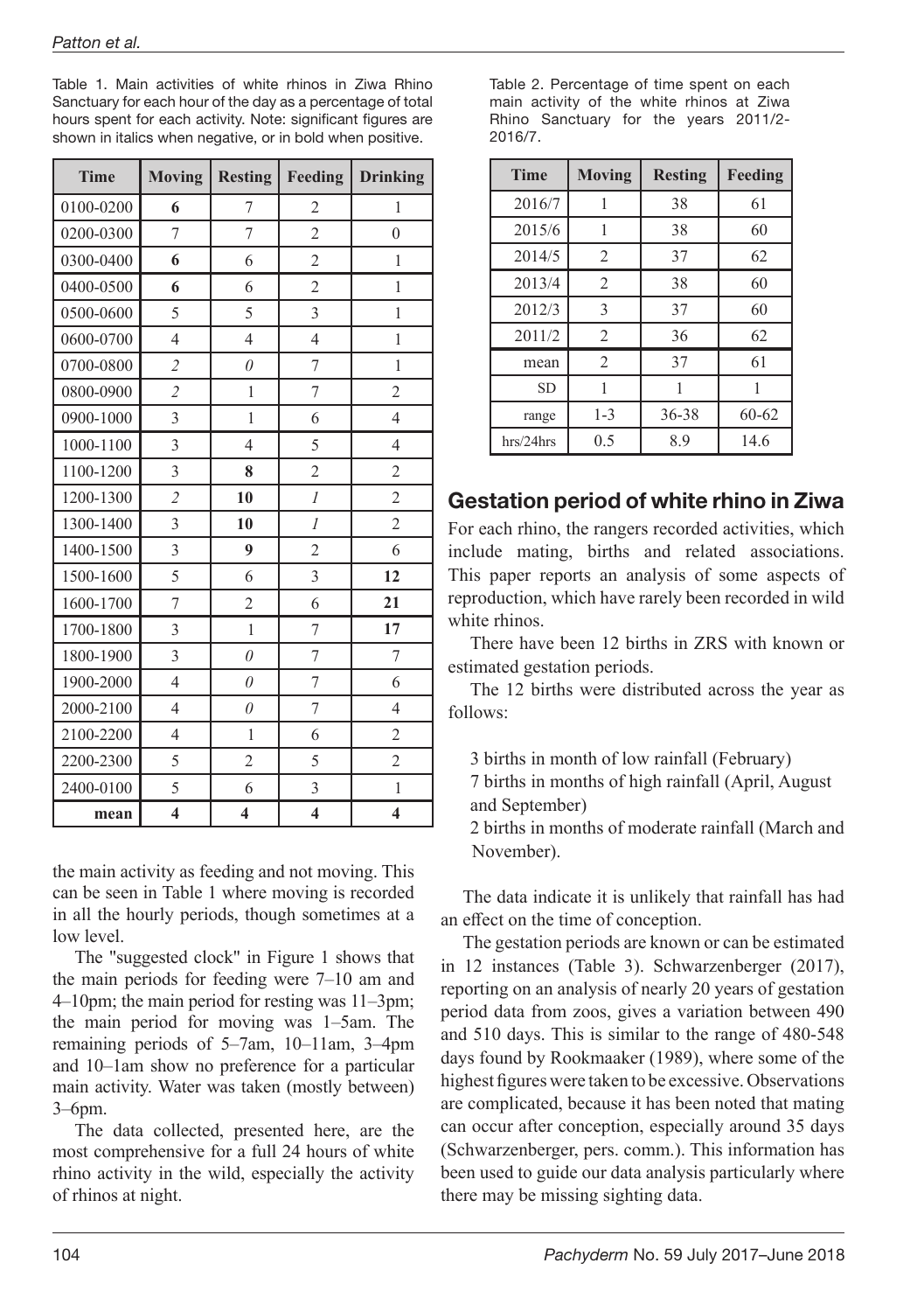Table 1. Main activities of white rhinos in Ziwa Rhino Sanctuary for each hour of the day as a percentage of total hours spent for each activity. Note: significant figures are shown in italics when negative, or in bold when positive.

| Time | Moving | Resting | Feeding | Drinking |
|---|---|---|---|---|
| 0100-0200 | **6** | 7 | 2 | 1 |
| 0200-0300 | 7 | 7 | 2 | 0 |
| 0300-0400 | **6** | 6 | 2 | 1 |
| 0400-0500 | **6** | 6 | 2 | 1 |
| 0500-0600 | 5 | 5 | 3 | 1 |
| 0600-0700 | 4 | 4 | 4 | 1 |
| 0700-0800 | *2* | *0* | 7 | 1 |
| 0800-0900 | *2* | 1 | 7 | 2 |
| 0900-1000 | 3 | 1 | 6 | 4 |
| 1000-1100 | 3 | 4 | 5 | 4 |
| 1100-1200 | 3 | **8** | 2 | 2 |
| 1200-1300 | *2* | **10** | *1* | 2 |
| 1300-1400 | 3 | **10** | *1* | 2 |
| 1400-1500 | 3 | **9** | 2 | 6 |
| 1500-1600 | 5 | 6 | 3 | **12** |
| 1600-1700 | 7 | 2 | 6 | **21** |
| 1700-1800 | 3 | 1 | 7 | **17** |
| 1800-1900 | 3 | *0* | 7 | 7 |
| 1900-2000 | 4 | *0* | 7 | 6 |
| 2000-2100 | 4 | *0* | 7 | 4 |
| 2100-2200 | 4 | 1 | 6 | 2 |
| 2200-2300 | 5 | 2 | 5 | 2 |
| 2400-0100 | 5 | 6 | 3 | 1 |
| **mean** | **4** | **4** | **4** | **4** |

the main activity as feeding and not moving. This can be seen in Table 1 where moving is recorded in all the hourly periods, though sometimes at a low level.

The "suggested clock" in Figure 1 shows that the main periods for feeding were 7–10 am and 4–10pm; the main period for resting was 11–3pm; the main period for moving was 1–5am. The remaining periods of 5–7am, 10–11am, 3–4pm and 10–1am show no preference for a particular main activity. Water was taken (mostly between) 3–6pm.

The data collected, presented here, are the most comprehensive for a full 24 hours of white rhino activity in the wild, especially the activity of rhinos at night.

Table 2. Percentage of time spent on each main activity of the white rhinos at Ziwa Rhino Sanctuary for the years 2011/2-2016/7.

| Time | Moving | Resting | Feeding |
|---|---|---|---|
| 2016/7 | 1 | 38 | 61 |
| 2015/6 | 1 | 38 | 60 |
| 2014/5 | 2 | 37 | 62 |
| 2013/4 | 2 | 38 | 60 |
| 2012/3 | 3 | 37 | 60 |
| 2011/2 | 2 | 36 | 62 |
| mean | 2 | 37 | 61 |
| SD | 1 | 1 | 1 |
| range | 1-3 | 36-38 | 60-62 |
| hrs/24hrs | 0.5 | 8.9 | 14.6 |

## Gestation period of white rhino in Ziwa

For each rhino, the rangers recorded activities, which include mating, births and related associations. This paper reports an analysis of some aspects of reproduction, which have rarely been recorded in wild white rhinos.

There have been 12 births in ZRS with known or estimated gestation periods.

The 12 births were distributed across the year as follows:

- 3 births in month of low rainfall (February)
- 7 births in months of high rainfall (April, August and September)
- 2 births in months of moderate rainfall (March and November).

The data indicate it is unlikely that rainfall has had an effect on the time of conception.

The gestation periods are known or can be estimated in 12 instances (Table 3). Schwarzenberger (2017), reporting on an analysis of nearly 20 years of gestation period data from zoos, gives a variation between 490 and 510 days. This is similar to the range of 480-548 days found by Rookmaaker (1989), where some of the highest figures were taken to be excessive. Observations are complicated, because it has been noted that mating can occur after conception, especially around 35 days (Schwarzenberger, pers. comm.). This information has been used to guide our data analysis particularly where there may be missing sighting data.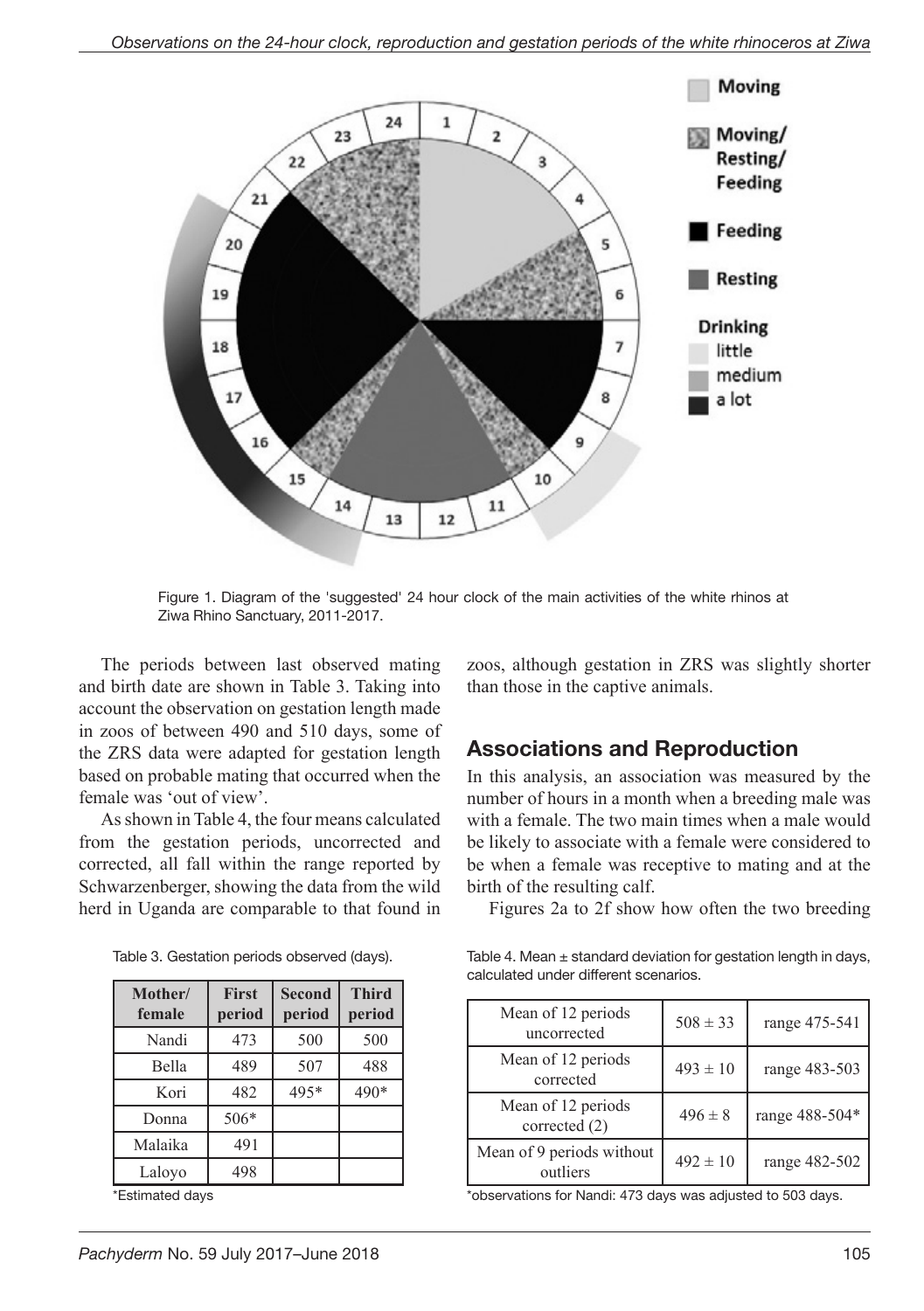Figure 1. Diagram of the 'suggested' 24 hour clock of the main activities of the white rhinos at Ziwa Rhino Sanctuary, 2011-2017.

The periods between last observed mating and birth date are shown in Table 3. Taking into account the observation on gestation length made in zoos of between 490 and 510 days, some of the ZRS data were adapted for gestation length based on probable mating that occurred when the female was 'out of view'.

As shown in Table 4, the four means calculated from the gestation periods, uncorrected and corrected, all fall within the range reported by Schwarzenberger, showing the data from the wild herd in Uganda are comparable to that found in zoos, although gestation in ZRS was slightly shorter than those in the captive animals.

Table 3. Gestation periods observed (days).

| Mother/ female | First period | Second period | Third period |
|---|---|---|---|
| Nandi | 473 | 500 | 500 |
| Bella | 489 | 507 | 488 |
| Kori | 482 | 495* | 490* |
| Donna | 506* | | |
| Malaika | 491 | | |
| Laloyo | 498 | | |

*Estimated days

Table 4. Mean ± standard deviation for gestation length in days, calculated under different scenarios.

| | | |
|---|---|---|
| Mean of 12 periods uncorrected | 508 ± 33 | range 475-541 |
| Mean of 12 periods corrected | 493 ± 10 | range 483-503 |
| Mean of 12 periods corrected (2) | 496 ± 8 | range 488-504* |
| Mean of 9 periods without outliers | 492 ± 10 | range 482-502 |

*observations for Nandi: 473 days was adjusted to 503 days.

## Associations and Reproduction

In this analysis, an association was measured by the number of hours in a month when a breeding male was with a female. The two main times when a male would be likely to associate with a female were considered to be when a female was receptive to mating and at the birth of the resulting calf.

Figures 2a to 2f show how often the two breeding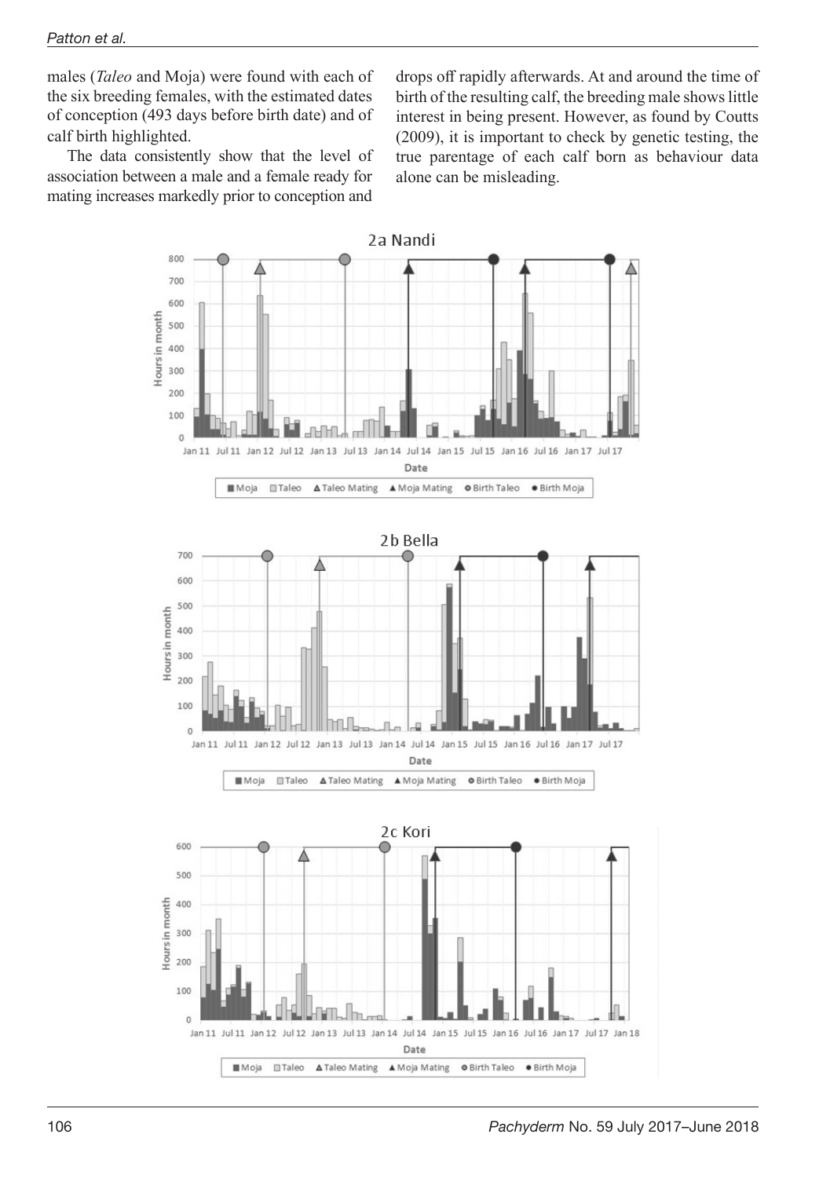males (*Taleo* and Moja) were found with each of the six breeding females, with the estimated dates of conception (493 days before birth date) and of calf birth highlighted.

The data consistently show that the level of association between a male and a female ready for mating increases markedly prior to conception and drops off rapidly afterwards. At and around the time of birth of the resulting calf, the breeding male shows little interest in being present. However, as found by Coutts (2009), it is important to check by genetic testing, the true parentage of each calf born as behaviour data alone can be misleading.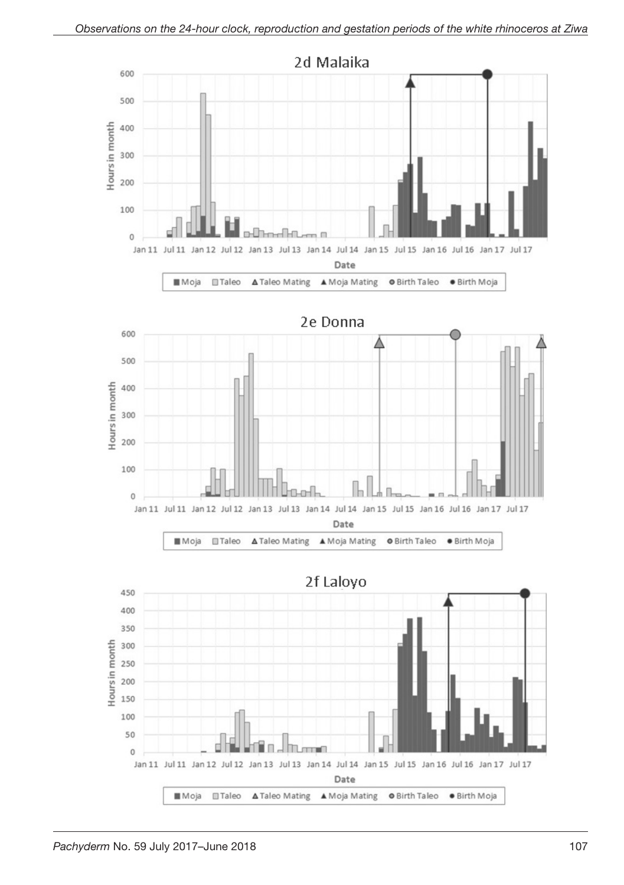## 2d Malaika

Hours in month

Date

■ Moja □ Taleo △ Taleo Mating ▲ Moja Mating ● Birth Taleo ● Birth Moja

## 2e Donna

Hours in month

Date

■ Moja □ Taleo △ Taleo Mating ▲ Moja Mating ● Birth Taleo ● Birth Moja

## 2f Laloyo

Hours in month

Date

■ Moja □ Taleo △ Taleo Mating ▲ Moja Mating ● Birth Taleo ● Birth Moja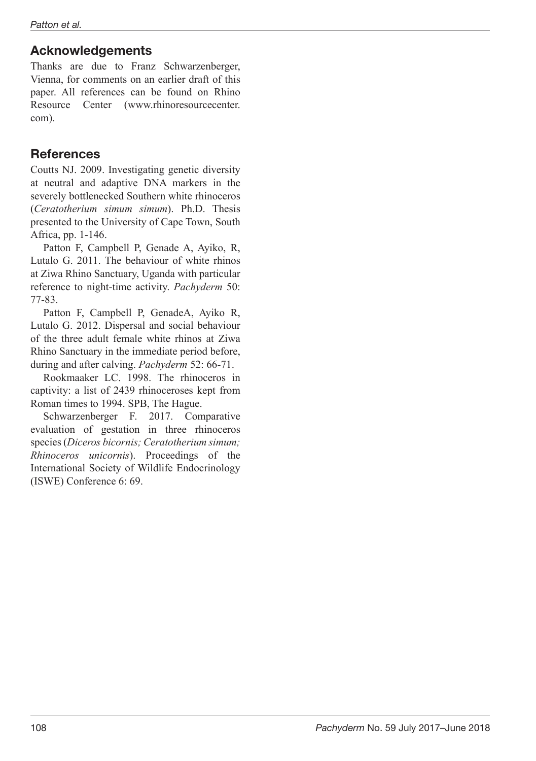## Acknowledgements

Thanks are due to Franz Schwarzenberger, Vienna, for comments on an earlier draft of this paper. All references can be found on Rhino Resource Center (www.rhinoresourcecenter.com).

## References

Coutts NJ. 2009. Investigating genetic diversity at neutral and adaptive DNA markers in the severely bottlenecked Southern white rhinoceros (*Ceratotherium simum simum*). Ph.D. Thesis presented to the University of Cape Town, South Africa, pp. 1-146.

Patton F, Campbell P, Genade A, Ayiko, R, Lutalo G. 2011. The behaviour of white rhinos at Ziwa Rhino Sanctuary, Uganda with particular reference to night-time activity. *Pachyderm* 50: 77-83.

Patton F, Campbell P, GenadeA, Ayiko R, Lutalo G. 2012. Dispersal and social behaviour of the three adult female white rhinos at Ziwa Rhino Sanctuary in the immediate period before, during and after calving. *Pachyderm* 52: 66-71.

Rookmaaker LC. 1998. The rhinoceros in captivity: a list of 2439 rhinoceroses kept from Roman times to 1994. SPB, The Hague.

Schwarzenberger F. 2017. Comparative evaluation of gestation in three rhinoceros species (*Diceros bicornis; Ceratotherium simum; Rhinoceros unicornis*). Proceedings of the International Society of Wildlife Endocrinology (ISWE) Conference 6: 69.